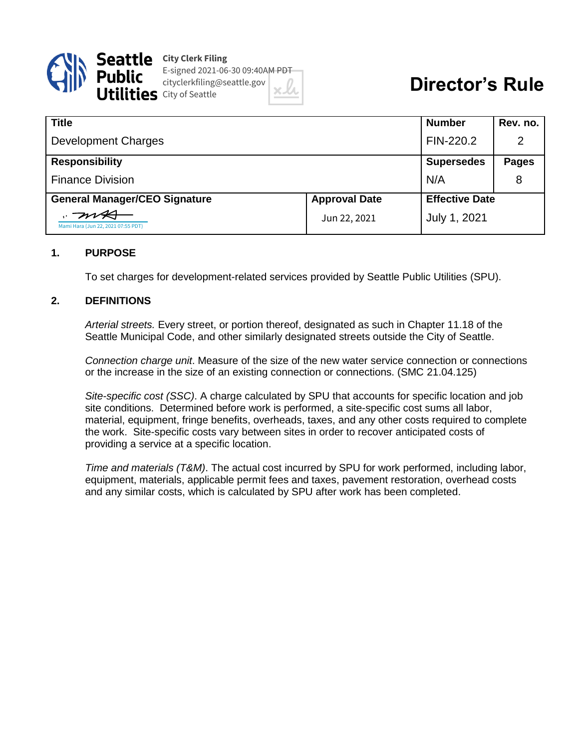Seattle Public Utilities

City Clerk Filing
E-signed 2021-06-30 09:40AM PDT
cityclerkfiling@seattle.gov
City of Seattle

# Director's Rule

| Title | | Number | Rev. no. |
|---|---|---|---|
| Development Charges | | FIN-220.2 | 2 |
| **Responsibility** | | **Supersedes** | **Pages** |
| Finance Division | | N/A | 8 |
| **General Manager/CEO Signature** | **Approval Date** | **Effective Date** | |
| Mami Hara (Jun 22, 2021 07:55 PDT) | Jun 22, 2021 | July 1, 2021 | |

## 1. PURPOSE

To set charges for development-related services provided by Seattle Public Utilities (SPU).

## 2. DEFINITIONS

*Arterial streets.* Every street, or portion thereof, designated as such in Chapter 11.18 of the Seattle Municipal Code, and other similarly designated streets outside the City of Seattle.

*Connection charge unit*. Measure of the size of the new water service connection or connections or the increase in the size of an existing connection or connections. (SMC 21.04.125)

*Site-specific cost (SSC)*. A charge calculated by SPU that accounts for specific location and job site conditions. Determined before work is performed, a site-specific cost sums all labor, material, equipment, fringe benefits, overheads, taxes, and any other costs required to complete the work. Site-specific costs vary between sites in order to recover anticipated costs of providing a service at a specific location.

*Time and materials (T&M)*. The actual cost incurred by SPU for work performed, including labor, equipment, materials, applicable permit fees and taxes, pavement restoration, overhead costs and any similar costs, which is calculated by SPU after work has been completed.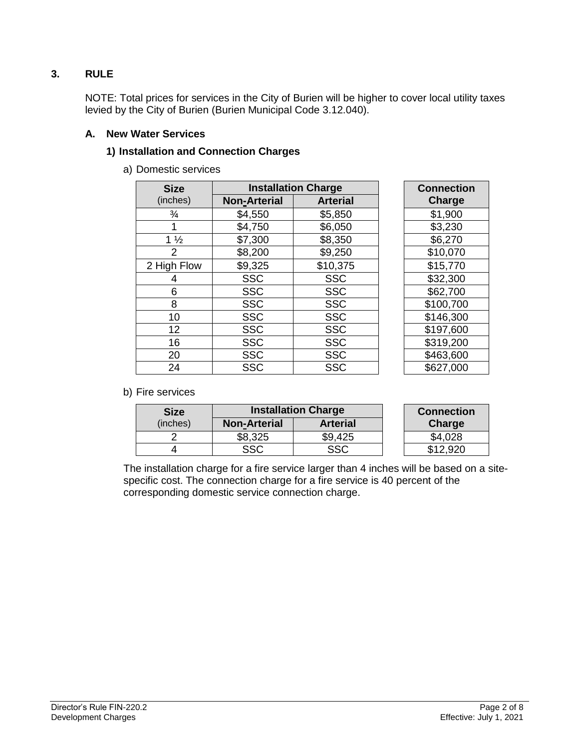## 3. RULE

NOTE: Total prices for services in the City of Burien will be higher to cover local utility taxes levied by the City of Burien (Burien Municipal Code 3.12.040).

### A. New Water Services

#### 1) Installation and Connection Charges

a) Domestic services

| Size (inches) | Installation Charge | | Connection Charge |
|---|---|---|---|
| | Non-Arterial | Arterial | |
| ¾ | $4,550 | $5,850 | $1,900 |
| 1 | $4,750 | $6,050 | $3,230 |
| 1 ½ | $7,300 | $8,350 | $6,270 |
| 2 | $8,200 | $9,250 | $10,070 |
| 2 High Flow | $9,325 | $10,375 | $15,770 |
| 4 | SSC | SSC | $32,300 |
| 6 | SSC | SSC | $62,700 |
| 8 | SSC | SSC | $100,700 |
| 10 | SSC | SSC | $146,300 |
| 12 | SSC | SSC | $197,600 |
| 16 | SSC | SSC | $319,200 |
| 20 | SSC | SSC | $463,600 |
| 24 | SSC | SSC | $627,000 |

b) Fire services

| Size (inches) | Installation Charge | | Connection Charge |
|---|---|---|---|
| | Non-Arterial | Arterial | |
| 2 | $8,325 | $9,425 | $4,028 |
| 4 | SSC | SSC | $12,920 |

The installation charge for a fire service larger than 4 inches will be based on a site-specific cost. The connection charge for a fire service is 40 percent of the corresponding domestic service connection charge.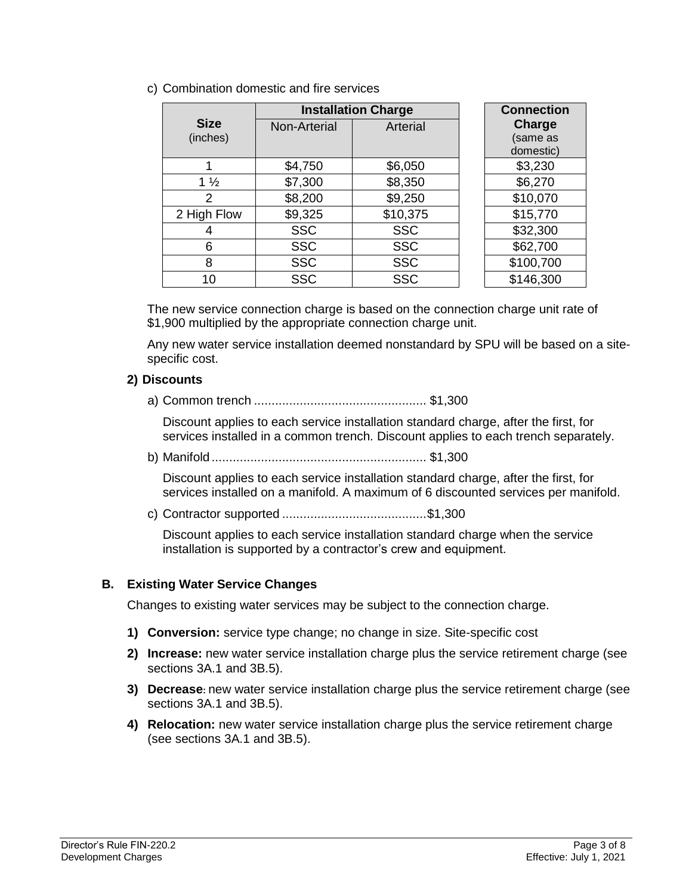c) Combination domestic and fire services

| Size (inches) | Installation Charge | | Connection Charge (same as domestic) |
|---|---|---|---|
| | Non-Arterial | Arterial | |
| 1 | $4,750 | $6,050 | $3,230 |
| 1 ½ | $7,300 | $8,350 | $6,270 |
| 2 | $8,200 | $9,250 | $10,070 |
| 2 High Flow | $9,325 | $10,375 | $15,770 |
| 4 | SSC | SSC | $32,300 |
| 6 | SSC | SSC | $62,700 |
| 8 | SSC | SSC | $100,700 |
| 10 | SSC | SSC | $146,300 |

The new service connection charge is based on the connection charge unit rate of $1,900 multiplied by the appropriate connection charge unit.

Any new water service installation deemed nonstandard by SPU will be based on a site-specific cost.

**2) Discounts**

a) Common trench ................................................ $1,300

Discount applies to each service installation standard charge, after the first, for services installed in a common trench. Discount applies to each trench separately.

b) Manifold ............................................................ $1,300

Discount applies to each service installation standard charge, after the first, for services installed on a manifold. A maximum of 6 discounted services per manifold.

c) Contractor supported .........................................$1,300

Discount applies to each service installation standard charge when the service installation is supported by a contractor's crew and equipment.

### B. Existing Water Service Changes

Changes to existing water services may be subject to the connection charge.

1) **Conversion:** service type change; no change in size. Site-specific cost
2) **Increase:** new water service installation charge plus the service retirement charge (see sections 3A.1 and 3B.5).
3) **Decrease:** new water service installation charge plus the service retirement charge (see sections 3A.1 and 3B.5).
4) **Relocation:** new water service installation charge plus the service retirement charge (see sections 3A.1 and 3B.5).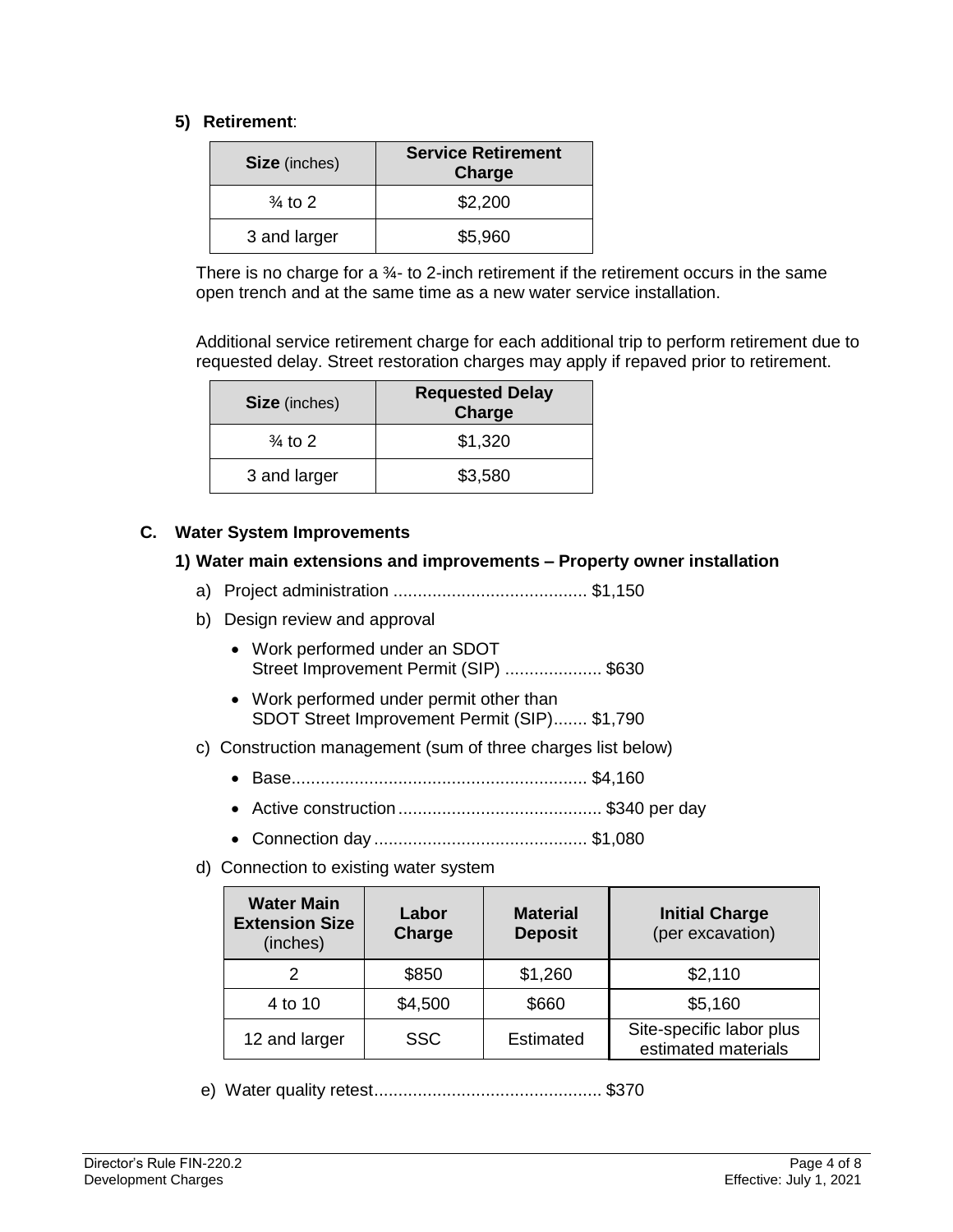**5) Retirement**:

| **Size** (inches) | **Service Retirement Charge** |
|---|---|
| ¾ to 2 | $2,200 |
| 3 and larger | $5,960 |

There is no charge for a ¾- to 2-inch retirement if the retirement occurs in the same open trench and at the same time as a new water service installation.

Additional service retirement charge for each additional trip to perform retirement due to requested delay. Street restoration charges may apply if repaved prior to retirement.

| **Size** (inches) | **Requested Delay Charge** |
|---|---|
| ¾ to 2 | $1,320 |
| 3 and larger | $3,580 |

### C. Water System Improvements

**1) Water main extensions and improvements – Property owner installation**

a) Project administration ........................................ $1,150

b) Design review and approval

- Work performed under an SDOT Street Improvement Permit (SIP) .................... $630
- Work performed under permit other than SDOT Street Improvement Permit (SIP)....... $1,790

c) Construction management (sum of three charges list below)

- Base............................................................. $4,160
- Active construction.......................................... $340 per day
- Connection day............................................ $1,080

d) Connection to existing water system

| **Water Main Extension Size** (inches) | **Labor Charge** | **Material Deposit** | **Initial Charge** (per excavation) |
|---|---|---|---|
| 2 | $850 | $1,260 | $2,110 |
| 4 to 10 | $4,500 | $660 | $5,160 |
| 12 and larger | SSC | Estimated | Site-specific labor plus estimated materials |

e) Water quality retest............................................... $370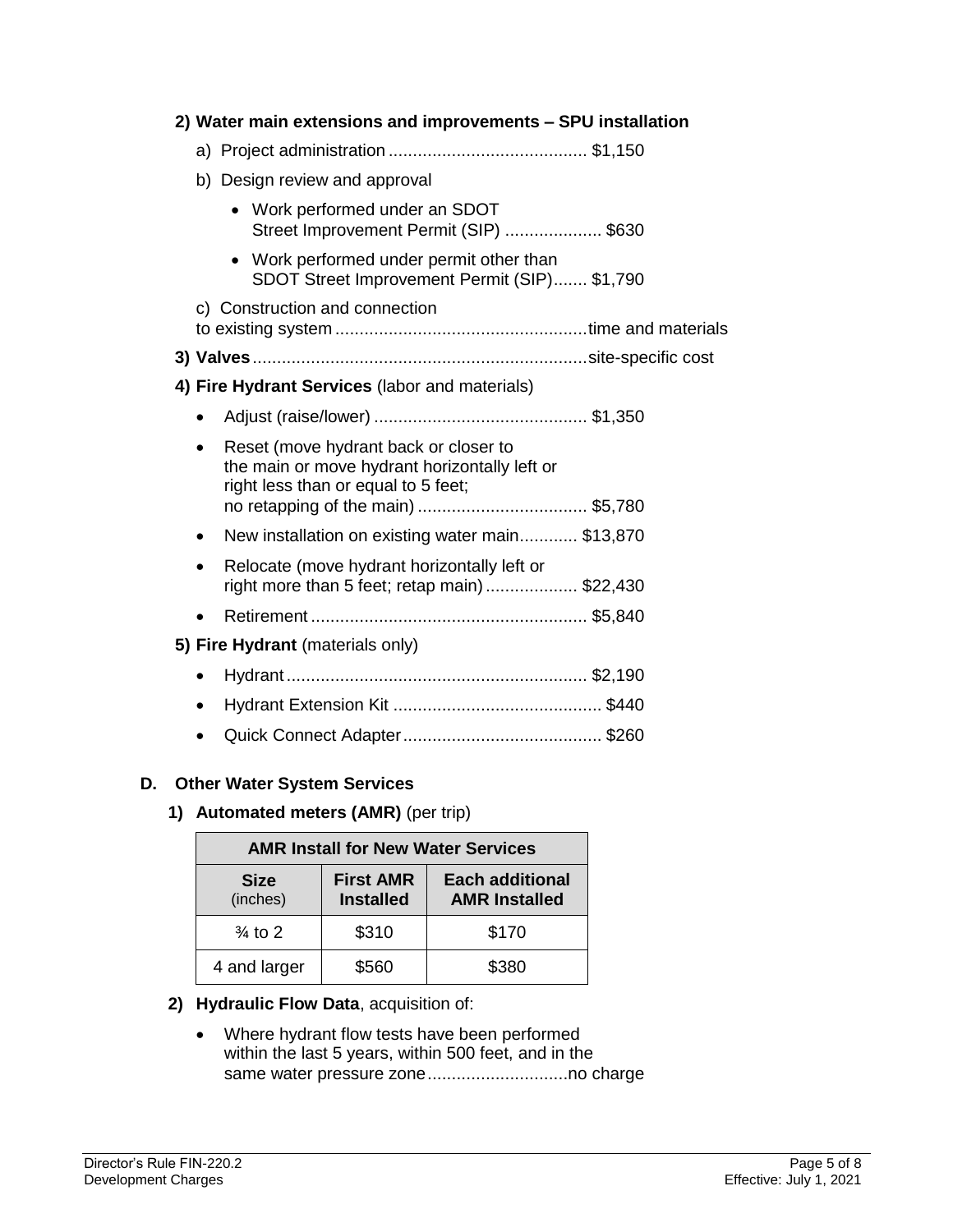**2) Water main extensions and improvements – SPU installation**

a) Project administration ......................................... $1,150

b) Design review and approval

- Work performed under an SDOT Street Improvement Permit (SIP) .................... $630
- Work performed under permit other than SDOT Street Improvement Permit (SIP)....... $1,790

c) Construction and connection to existing system ....................................................time and materials

**3) Valves**.....................................................................site-specific cost

**4) Fire Hydrant Services** (labor and materials)

- Adjust (raise/lower) ............................................ $1,350
- Reset (move hydrant back or closer to the main or move hydrant horizontally left or right less than or equal to 5 feet; no retapping of the main) ................................... $5,780
- New installation on existing water main............ $13,870
- Relocate (move hydrant horizontally left or right more than 5 feet; retap main) ................... $22,430
- Retirement ......................................................... $5,840

**5) Fire Hydrant** (materials only)

- Hydrant ............................................................. $2,190
- Hydrant Extension Kit ........................................... $440
- Quick Connect Adapter......................................... $260

## D. Other Water System Services

**1) Automated meters (AMR)** (per trip)

| AMR Install for New Water Services | | |
|---|---|---|
| **Size** (inches) | **First AMR Installed** | **Each additional AMR Installed** |
| ¾ to 2 | $310 | $170 |
| 4 and larger | $560 | $380 |

**2) Hydraulic Flow Data**, acquisition of:

- Where hydrant flow tests have been performed within the last 5 years, within 500 feet, and in the same water pressure zone.............................no charge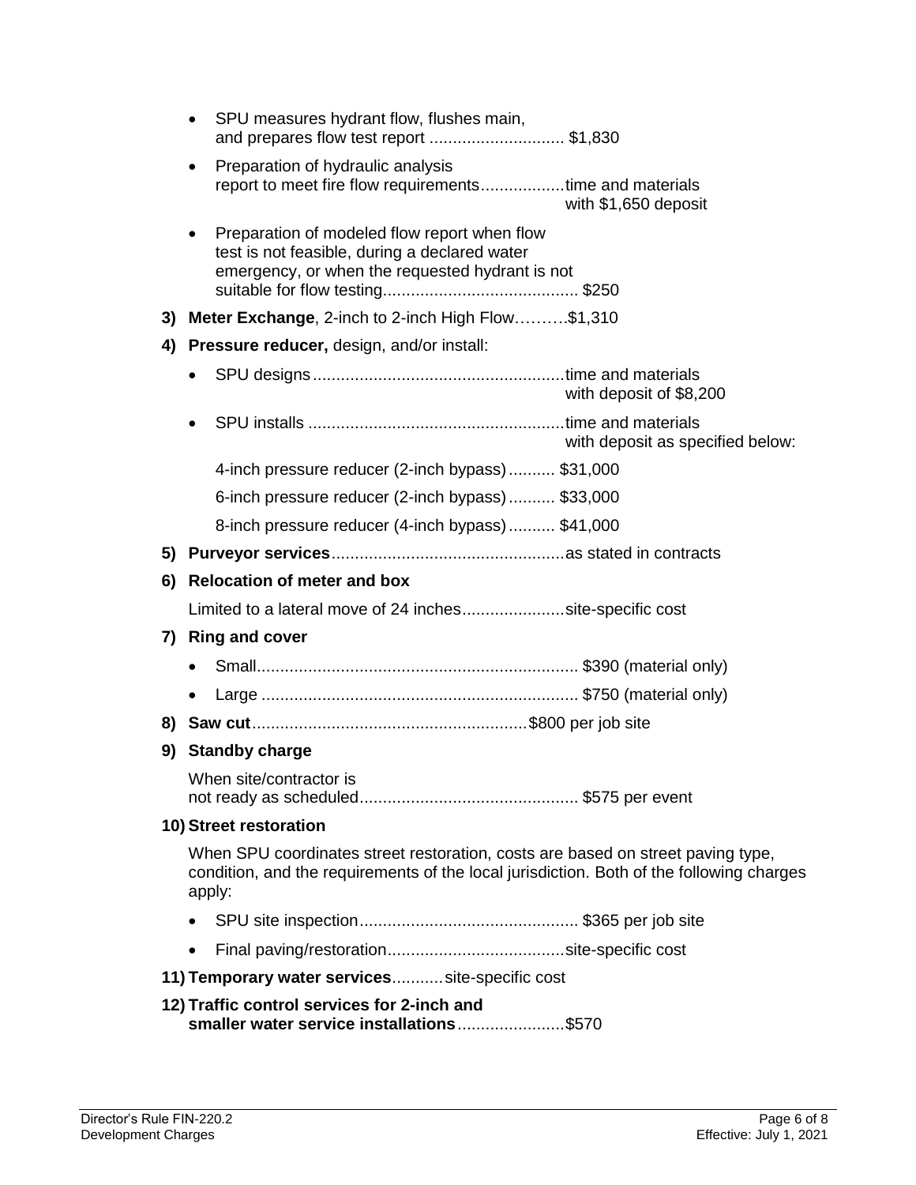- SPU measures hydrant flow, flushes main, and prepares flow test report ............................ $1,830
- Preparation of hydraulic analysis report to meet fire flow requirements..................time and materials with $1,650 deposit
- Preparation of modeled flow report when flow test is not feasible, during a declared water emergency, or when the requested hydrant is not suitable for flow testing.......................................... $250

3) **Meter Exchange**, 2-inch to 2-inch High Flow……….$1,310

4) **Pressure reducer,** design, and/or install:

- SPU designs......................................................time and materials with deposit of $8,200
- SPU installs .......................................................time and materials with deposit as specified below:

  4-inch pressure reducer (2-inch bypass).......... $31,000

  6-inch pressure reducer (2-inch bypass).......... $33,000

  8-inch pressure reducer (4-inch bypass).......... $41,000

5) **Purveyor services**..................................................as stated in contracts

6) **Relocation of meter and box**

Limited to a lateral move of 24 inches......................site-specific cost

7) **Ring and cover**

- Small..................................................................... $390 (material only)
- Large .................................................................... $750 (material only)

8) **Saw cut**..........................................................$800 per job site

9) **Standby charge**

When site/contractor is not ready as scheduled.............................................. $575 per event

10) **Street restoration**

When SPU coordinates street restoration, costs are based on street paving type, condition, and the requirements of the local jurisdiction. Both of the following charges apply:

- SPU site inspection............................................... $365 per job site
- Final paving/restoration......................................site-specific cost

11) **Temporary water services**...........site-specific cost

12) **Traffic control services for 2-inch and smaller water service installations**.......................$570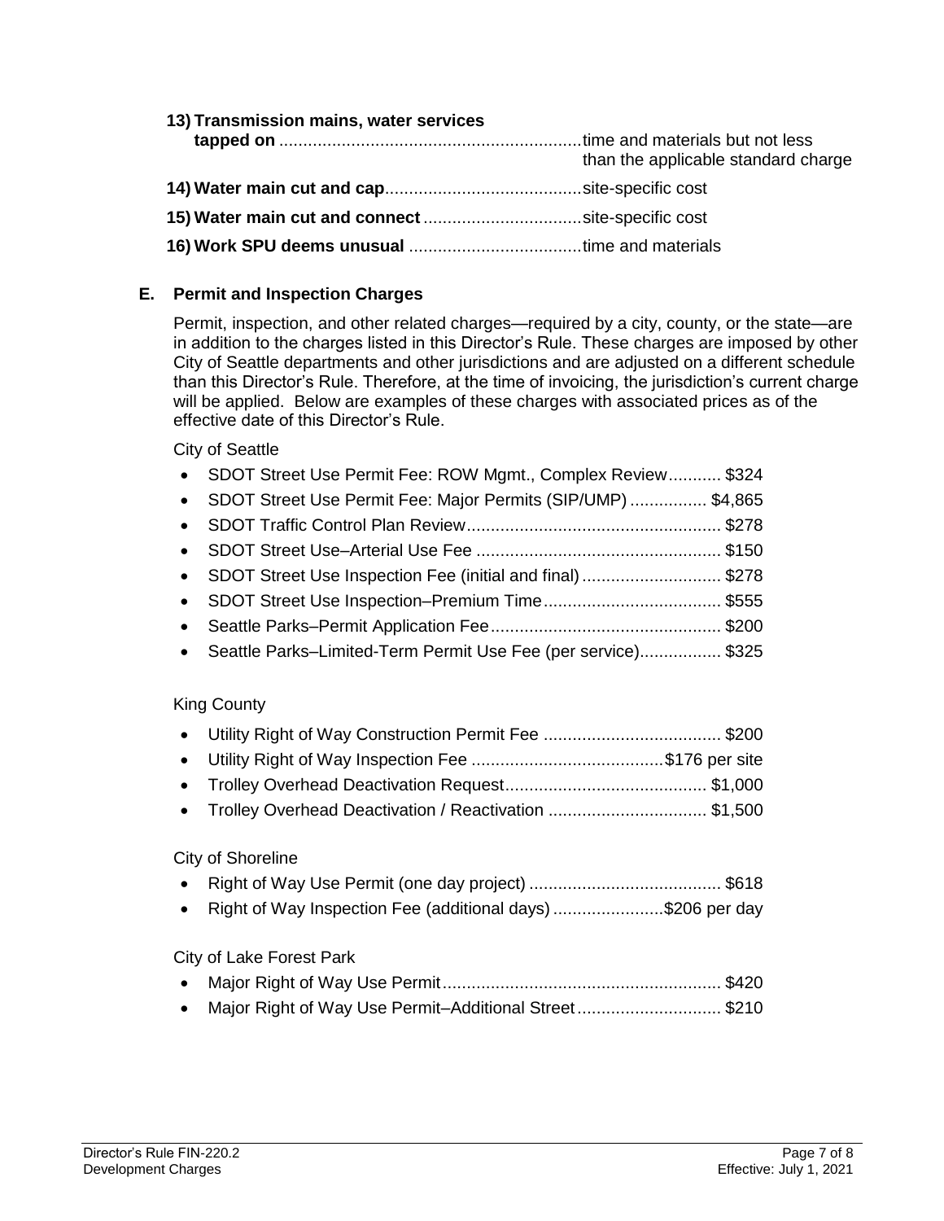13) **Transmission mains, water services tapped on** .............................................................. time and materials but not less than the applicable standard charge

14) **Water main cut and cap** ......................................... site-specific cost

15) **Water main cut and connect** ................................. site-specific cost

16) **Work SPU deems unusual** .................................... time and materials

## E. Permit and Inspection Charges

Permit, inspection, and other related charges—required by a city, county, or the state—are in addition to the charges listed in this Director's Rule. These charges are imposed by other City of Seattle departments and other jurisdictions and are adjusted on a different schedule than this Director's Rule. Therefore, at the time of invoicing, the jurisdiction's current charge will be applied. Below are examples of these charges with associated prices as of the effective date of this Director's Rule.

City of Seattle

- SDOT Street Use Permit Fee: ROW Mgmt., Complex Review........... $324
- SDOT Street Use Permit Fee: Major Permits (SIP/UMP) ................ $4,865
- SDOT Traffic Control Plan Review..................................................... $278
- SDOT Street Use–Arterial Use Fee ................................................... $150
- SDOT Street Use Inspection Fee (initial and final) ............................. $278
- SDOT Street Use Inspection–Premium Time..................................... $555
- Seattle Parks–Permit Application Fee................................................ $200
- Seattle Parks–Limited-Term Permit Use Fee (per service)................. $325

King County

- Utility Right of Way Construction Permit Fee ..................................... $200
- Utility Right of Way Inspection Fee ........................................$176 per site
- Trolley Overhead Deactivation Request.......................................... $1,000
- Trolley Overhead Deactivation / Reactivation ................................. $1,500

City of Shoreline

- Right of Way Use Permit (one day project) ........................................ $618
- Right of Way Inspection Fee (additional days) .......................$206 per day

City of Lake Forest Park

- Major Right of Way Use Permit.......................................................... $420
- Major Right of Way Use Permit–Additional Street .............................. $210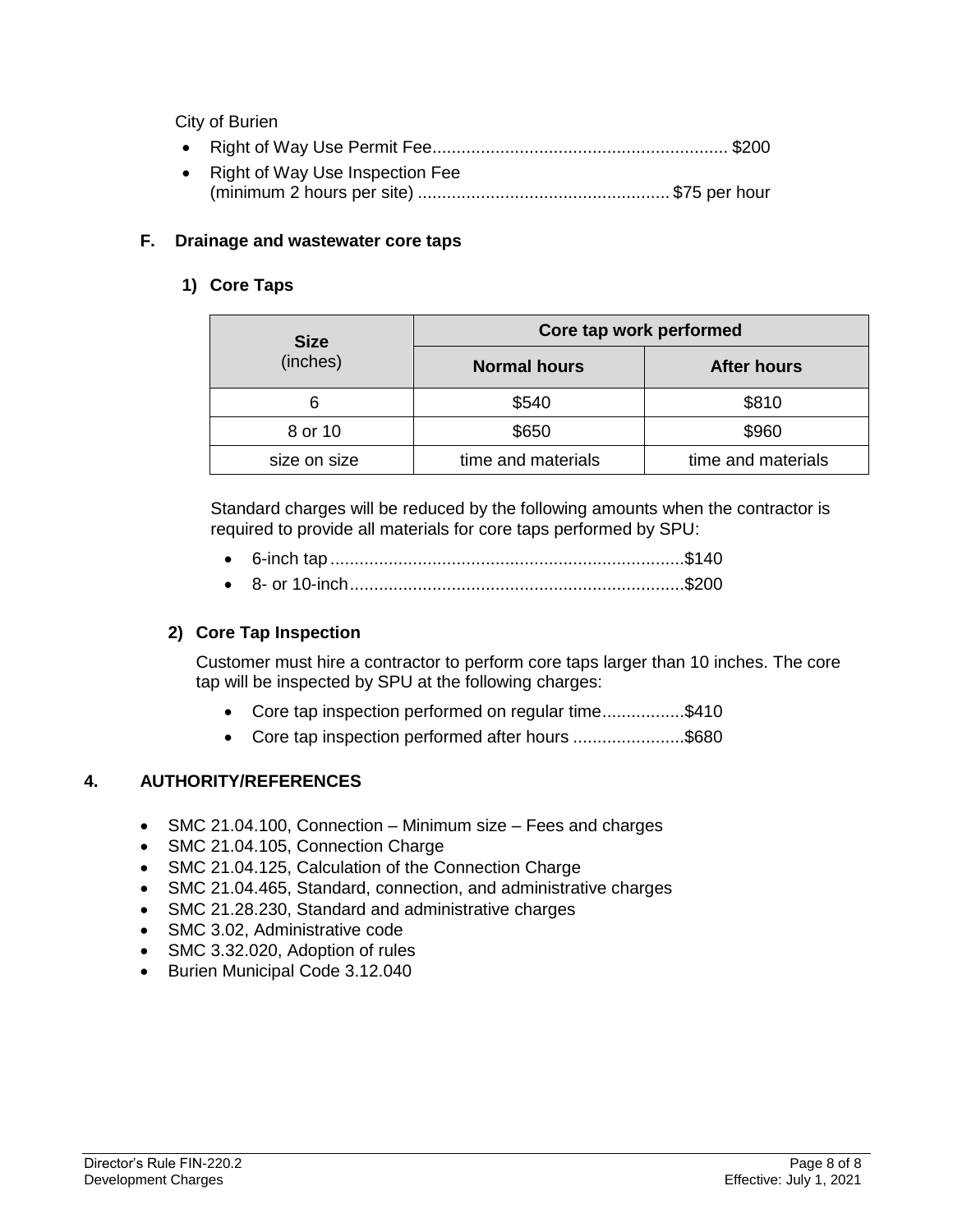City of Burien

- Right of Way Use Permit Fee............................................................ $200
- Right of Way Use Inspection Fee (minimum 2 hours per site) ................................................... $75 per hour

### F. Drainage and wastewater core taps

#### 1) Core Taps

| **Size** (inches) | **Core tap work performed** | |
|---|---|---|
| | **Normal hours** | **After hours** |
| 6 | $540 | $810 |
| 8 or 10 | $650 | $960 |
| size on size | time and materials | time and materials |

Standard charges will be reduced by the following amounts when the contractor is required to provide all materials for core taps performed by SPU:

- 6-inch tap.........................................................................$140
- 8- or 10-inch.....................................................................$200

#### 2) Core Tap Inspection

Customer must hire a contractor to perform core taps larger than 10 inches. The core tap will be inspected by SPU at the following charges:

- Core tap inspection performed on regular time.................$410
- Core tap inspection performed after hours .......................$680

## 4. AUTHORITY/REFERENCES

- SMC 21.04.100, Connection – Minimum size – Fees and charges
- SMC 21.04.105, Connection Charge
- SMC 21.04.125, Calculation of the Connection Charge
- SMC 21.04.465, Standard, connection, and administrative charges
- SMC 21.28.230, Standard and administrative charges
- SMC 3.02, Administrative code
- SMC 3.32.020, Adoption of rules
- Burien Municipal Code 3.12.040